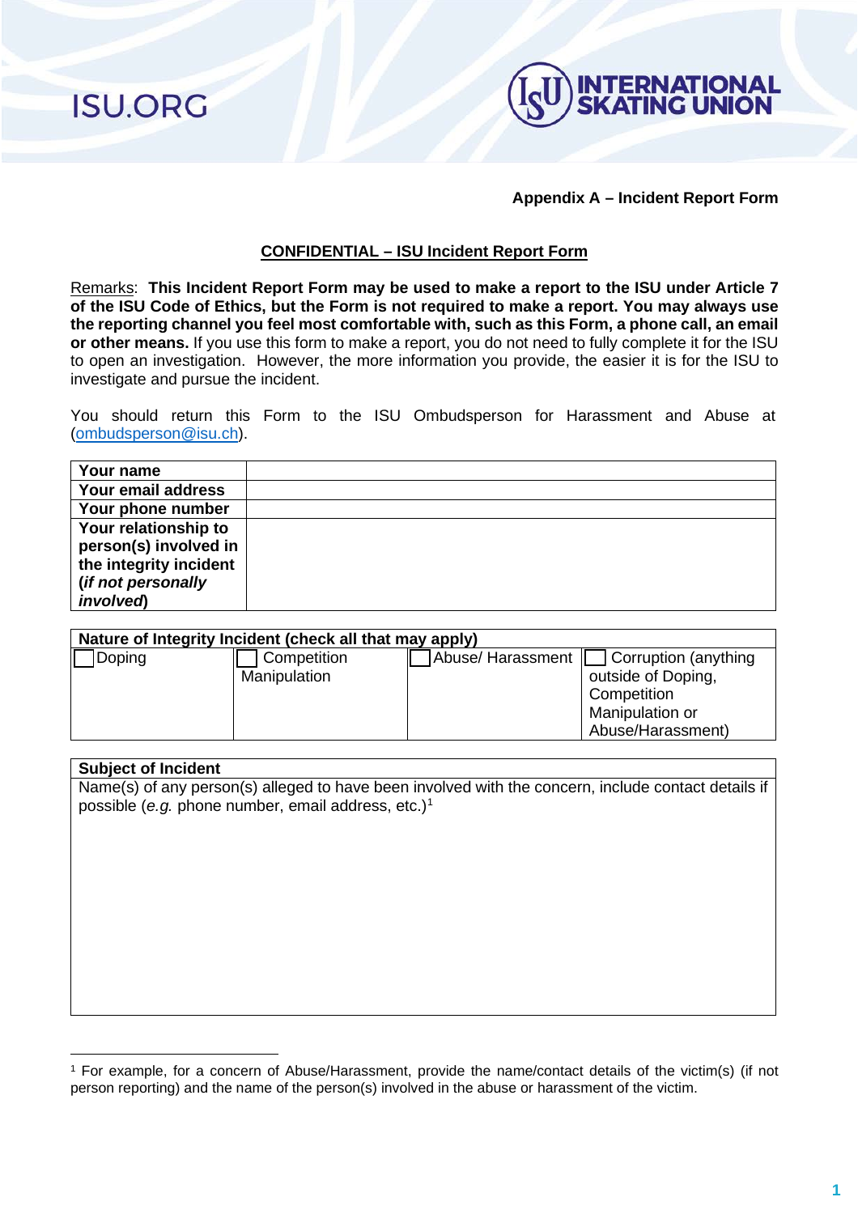**Appendix A – Incident Report Form**

## CONFIDENTIAL – ISU Incident Report Form

Remarks: **This Incident Report Form may be used to make a report to the ISU under Article 7 of the ISU Code of Ethics, but the Form is not required to make a report. You may always use the reporting channel you feel most comfortable with, such as this Form, a phone call, an email or other means.** If you use this form to make a report, you do not need to fully complete it for the ISU to open an investigation. However, the more information you provide, the easier it is for the ISU to investigate and pursue the incident.

You should return this Form to the ISU Ombudsperson for Harassment and Abuse at (ombudsperson@isu.ch).

| **Your name** | |
|---|---|
| **Your email address** | |
| **Your phone number** | |
| **Your relationship to person(s) involved in the integrity incident (*if not personally involved*)** | |

| **Nature of Integrity Incident (check all that may apply)** | | | |
|---|---|---|---|
| ☐ Doping | ☐ Competition Manipulation | ☐ Abuse/ Harassment | ☐ Corruption (anything outside of Doping, Competition Manipulation or Abuse/Harassment) |

| **Subject of Incident** |
|---|
| Name(s) of any person(s) alleged to have been involved with the concern, include contact details if possible (*e.g.* phone number, email address, etc.)[1] |

[1] For example, for a concern of Abuse/Harassment, provide the name/contact details of the victim(s) (if not person reporting) and the name of the person(s) involved in the abuse or harassment of the victim.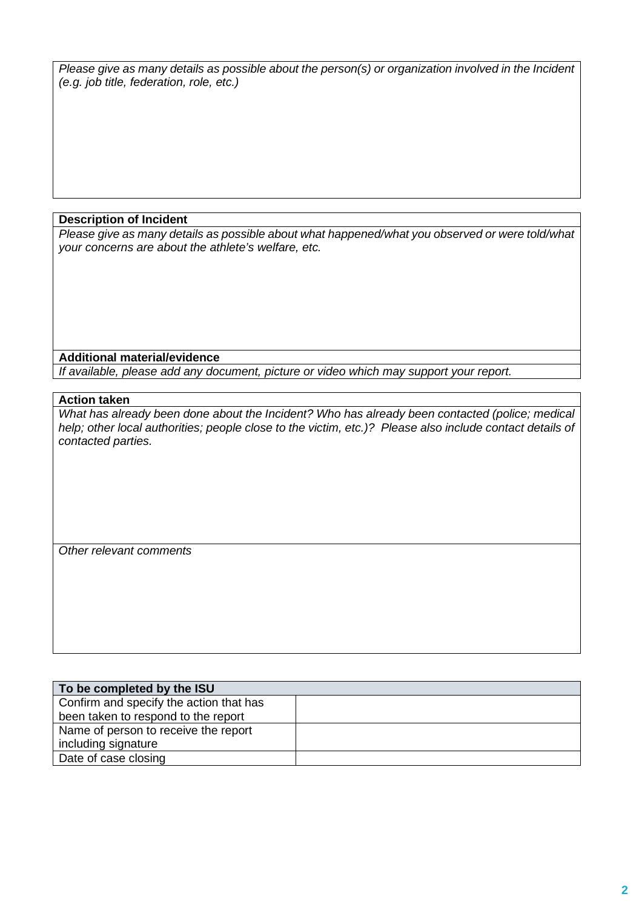*Please give as many details as possible about the person(s) or organization involved in the Incident (e.g. job title, federation, role, etc.)*

**Description of Incident**

*Please give as many details as possible about what happened/what you observed or were told/what your concerns are about the athlete's welfare, etc.*

**Additional material/evidence**

*If available, please add any document, picture or video which may support your report.*

**Action taken**

*What has already been done about the Incident? Who has already been contacted (police; medical help; other local authorities; people close to the victim, etc.)? Please also include contact details of contacted parties.*

*Other relevant comments*

| **To be completed by the ISU** | |
|---|---|
| Confirm and specify the action that has been taken to respond to the report | |
| Name of person to receive the report including signature | |
| Date of case closing | |